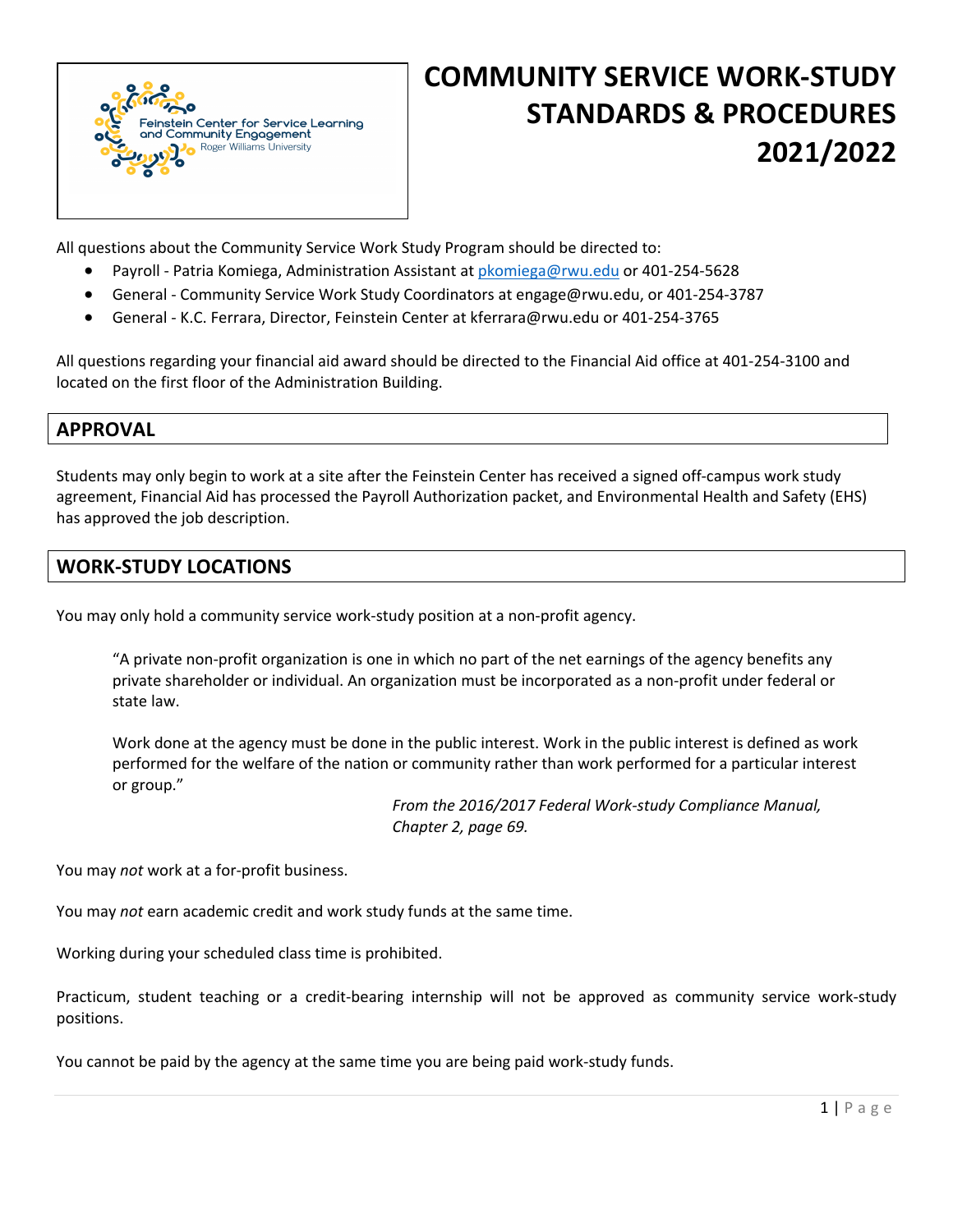Feinstein Center for Service Learning and Community Engagement
Roger Williams University

# COMMUNITY SERVICE WORK-STUDY STANDARDS & PROCEDURES 2021/2022

All questions about the Community Service Work Study Program should be directed to:

- Payroll - Patria Komiega, Administration Assistant at pkomiega@rwu.edu or 401-254-5628
- General - Community Service Work Study Coordinators at engage@rwu.edu, or 401-254-3787
- General - K.C. Ferrara, Director, Feinstein Center at kferrara@rwu.edu or 401-254-3765

All questions regarding your financial aid award should be directed to the Financial Aid office at 401-254-3100 and located on the first floor of the Administration Building.

## APPROVAL

Students may only begin to work at a site after the Feinstein Center has received a signed off-campus work study agreement, Financial Aid has processed the Payroll Authorization packet, and Environmental Health and Safety (EHS) has approved the job description.

## WORK-STUDY LOCATIONS

You may only hold a community service work-study position at a non-profit agency.

> "A private non-profit organization is one in which no part of the net earnings of the agency benefits any private shareholder or individual. An organization must be incorporated as a non-profit under federal or state law.
>
> Work done at the agency must be done in the public interest. Work in the public interest is defined as work performed for the welfare of the nation or community rather than work performed for a particular interest or group."
>
> *From the 2016/2017 Federal Work-study Compliance Manual, Chapter 2, page 69.*

You may *not* work at a for-profit business.

You may *not* earn academic credit and work study funds at the same time.

Working during your scheduled class time is prohibited.

Practicum, student teaching or a credit-bearing internship will not be approved as community service work-study positions.

You cannot be paid by the agency at the same time you are being paid work-study funds.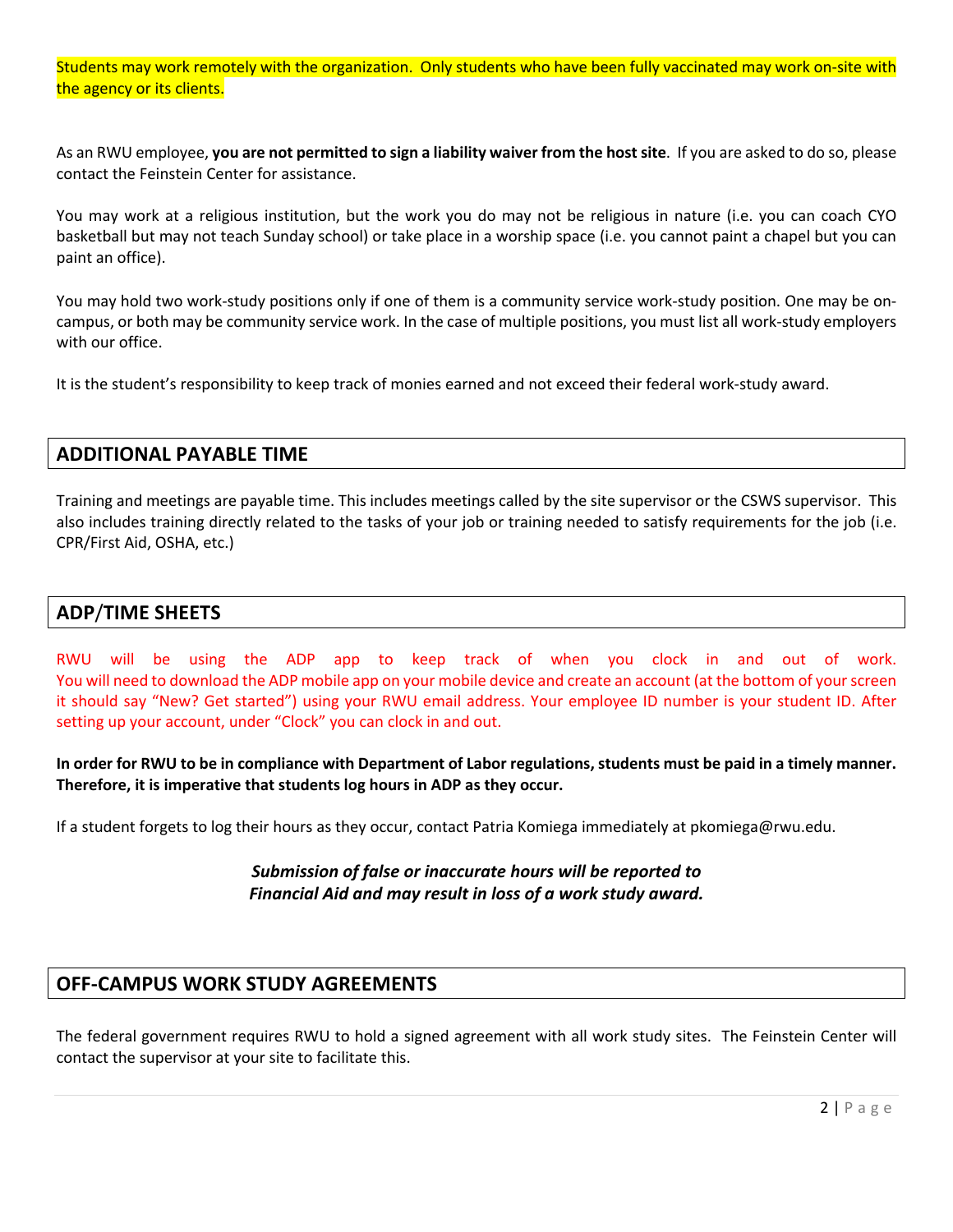Students may work remotely with the organization. Only students who have been fully vaccinated may work on-site with the agency or its clients.

As an RWU employee, **you are not permitted to sign a liability waiver from the host site**. If you are asked to do so, please contact the Feinstein Center for assistance.

You may work at a religious institution, but the work you do may not be religious in nature (i.e. you can coach CYO basketball but may not teach Sunday school) or take place in a worship space (i.e. you cannot paint a chapel but you can paint an office).

You may hold two work-study positions only if one of them is a community service work-study position. One may be on-campus, or both may be community service work. In the case of multiple positions, you must list all work-study employers with our office.

It is the student's responsibility to keep track of monies earned and not exceed their federal work-study award.

## ADDITIONAL PAYABLE TIME

Training and meetings are payable time. This includes meetings called by the site supervisor or the CSWS supervisor. This also includes training directly related to the tasks of your job or training needed to satisfy requirements for the job (i.e. CPR/First Aid, OSHA, etc.)

## ADP/TIME SHEETS

RWU will be using the ADP app to keep track of when you clock in and out of work. You will need to download the ADP mobile app on your mobile device and create an account (at the bottom of your screen it should say "New? Get started") using your RWU email address. Your employee ID number is your student ID. After setting up your account, under "Clock" you can clock in and out.

**In order for RWU to be in compliance with Department of Labor regulations, students must be paid in a timely manner. Therefore, it is imperative that students log hours in ADP as they occur.**

If a student forgets to log their hours as they occur, contact Patria Komiega immediately at pkomiega@rwu.edu.

***Submission of false or inaccurate hours will be reported to Financial Aid and may result in loss of a work study award.***

## OFF-CAMPUS WORK STUDY AGREEMENTS

The federal government requires RWU to hold a signed agreement with all work study sites. The Feinstein Center will contact the supervisor at your site to facilitate this.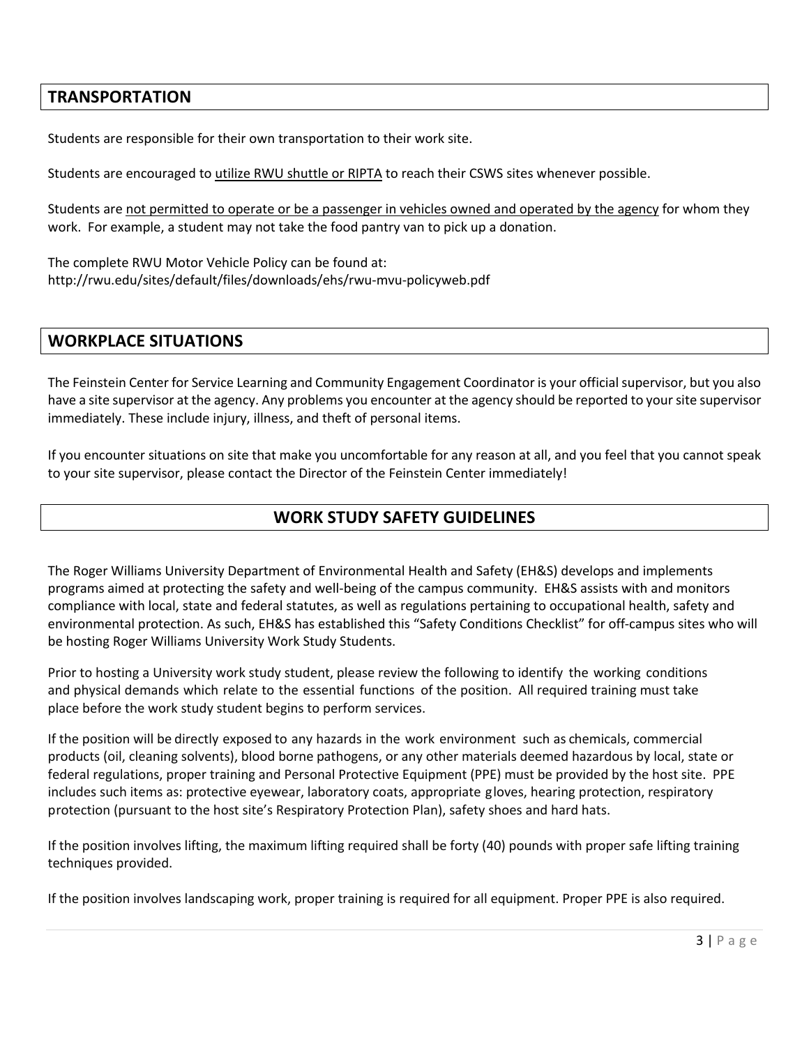## TRANSPORTATION

Students are responsible for their own transportation to their work site.

Students are encouraged to utilize RWU shuttle or RIPTA to reach their CSWS sites whenever possible.

Students are not permitted to operate or be a passenger in vehicles owned and operated by the agency for whom they work. For example, a student may not take the food pantry van to pick up a donation.

The complete RWU Motor Vehicle Policy can be found at:
http://rwu.edu/sites/default/files/downloads/ehs/rwu-mvu-policyweb.pdf

## WORKPLACE SITUATIONS

The Feinstein Center for Service Learning and Community Engagement Coordinator is your official supervisor, but you also have a site supervisor at the agency. Any problems you encounter at the agency should be reported to your site supervisor immediately. These include injury, illness, and theft of personal items.

If you encounter situations on site that make you uncomfortable for any reason at all, and you feel that you cannot speak to your site supervisor, please contact the Director of the Feinstein Center immediately!

## WORK STUDY SAFETY GUIDELINES

The Roger Williams University Department of Environmental Health and Safety (EH&S) develops and implements programs aimed at protecting the safety and well-being of the campus community. EH&S assists with and monitors compliance with local, state and federal statutes, as well as regulations pertaining to occupational health, safety and environmental protection. As such, EH&S has established this "Safety Conditions Checklist" for off-campus sites who will be hosting Roger Williams University Work Study Students.

Prior to hosting a University work study student, please review the following to identify the working conditions and physical demands which relate to the essential functions of the position. All required training must take place before the work study student begins to perform services.

If the position will be directly exposed to any hazards in the work environment such as chemicals, commercial products (oil, cleaning solvents), blood borne pathogens, or any other materials deemed hazardous by local, state or federal regulations, proper training and Personal Protective Equipment (PPE) must be provided by the host site. PPE includes such items as: protective eyewear, laboratory coats, appropriate gloves, hearing protection, respiratory protection (pursuant to the host site's Respiratory Protection Plan), safety shoes and hard hats.

If the position involves lifting, the maximum lifting required shall be forty (40) pounds with proper safe lifting training techniques provided.

If the position involves landscaping work, proper training is required for all equipment. Proper PPE is also required.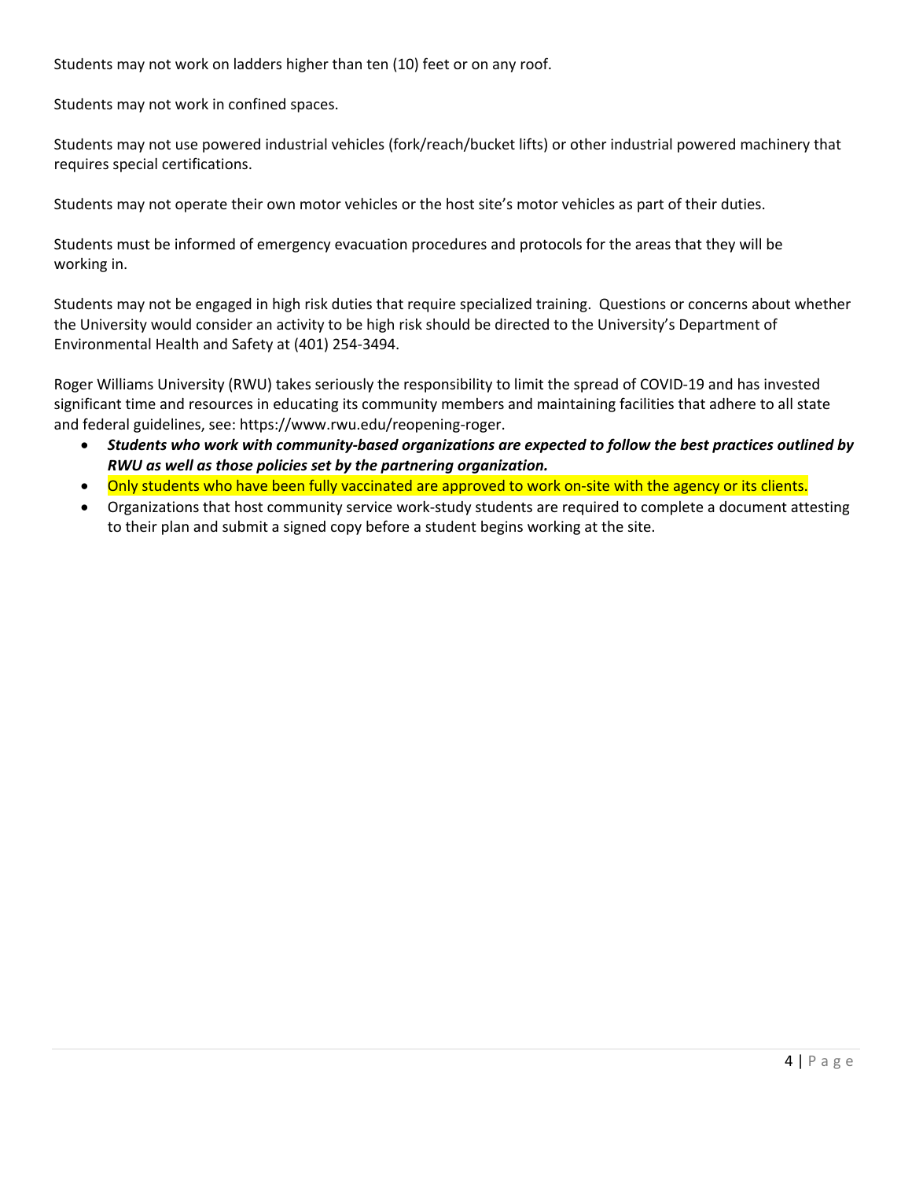Students may not work on ladders higher than ten (10) feet or on any roof.

Students may not work in confined spaces.

Students may not use powered industrial vehicles (fork/reach/bucket lifts) or other industrial powered machinery that requires special certifications.

Students may not operate their own motor vehicles or the host site's motor vehicles as part of their duties.

Students must be informed of emergency evacuation procedures and protocols for the areas that they will be working in.

Students may not be engaged in high risk duties that require specialized training. Questions or concerns about whether the University would consider an activity to be high risk should be directed to the University's Department of Environmental Health and Safety at (401) 254-3494.

Roger Williams University (RWU) takes seriously the responsibility to limit the spread of COVID-19 and has invested significant time and resources in educating its community members and maintaining facilities that adhere to all state and federal guidelines, see: https://www.rwu.edu/reopening-roger.

- ***Students who work with community-based organizations are expected to follow the best practices outlined by RWU as well as those policies set by the partnering organization.***
- Only students who have been fully vaccinated are approved to work on-site with the agency or its clients.
- Organizations that host community service work-study students are required to complete a document attesting to their plan and submit a signed copy before a student begins working at the site.